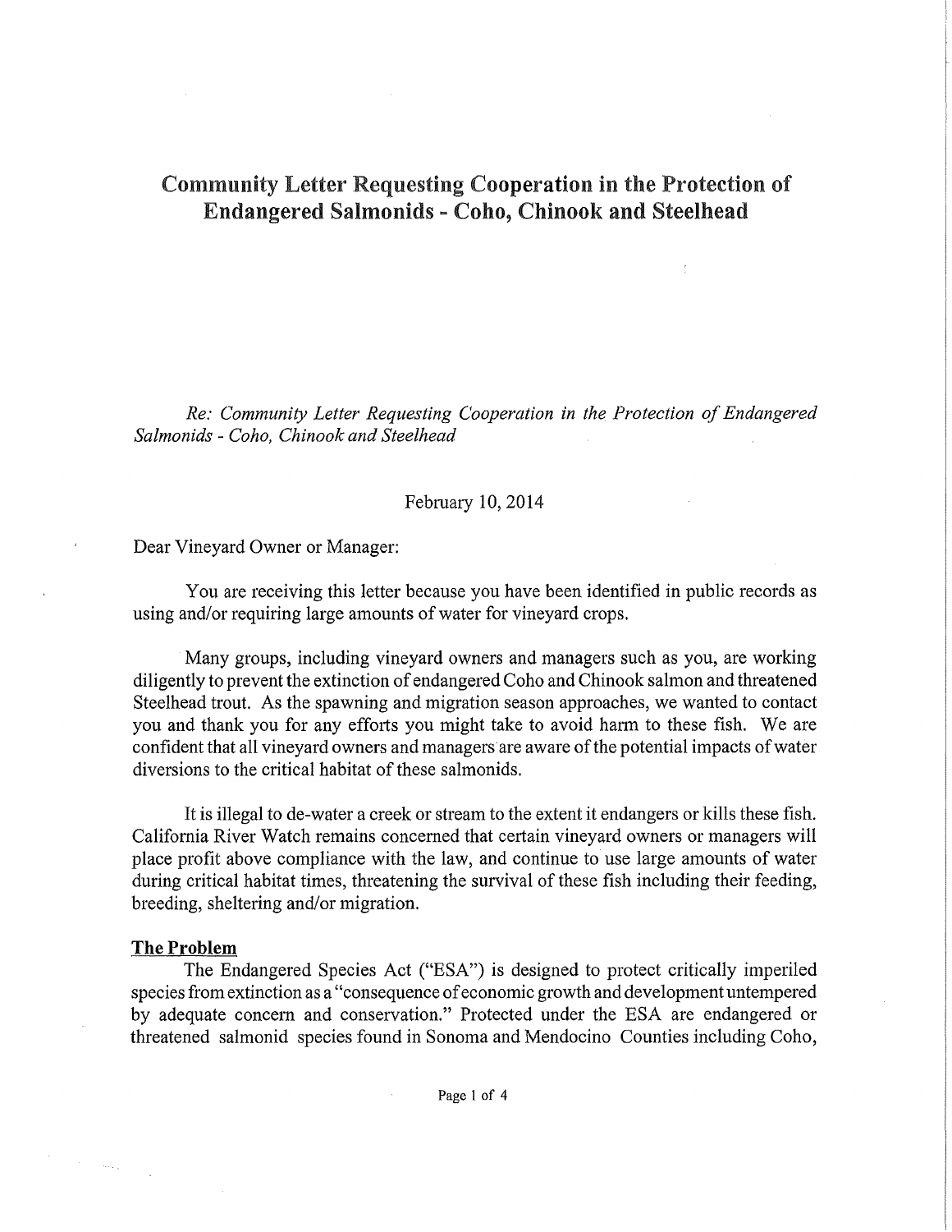# Community Letter Requesting Cooperation in the Protection of Endangered Salmonids - Coho, Chinook and Steelhead

*Re: Community Letter Requesting Cooperation in the Protection of Endangered Salmonids - Coho, Chinook and Steelhead*

February 10, 2014

Dear Vineyard Owner or Manager:

You are receiving this letter because you have been identified in public records as using and/or requiring large amounts of water for vineyard crops.

Many groups, including vineyard owners and managers such as you, are working diligently to prevent the extinction of endangered Coho and Chinook salmon and threatened Steelhead trout. As the spawning and migration season approaches, we wanted to contact you and thank you for any efforts you might take to avoid harm to these fish. We are confident that all vineyard owners and managers are aware of the potential impacts of water diversions to the critical habitat of these salmonids.

It is illegal to de-water a creek or stream to the extent it endangers or kills these fish. California River Watch remains concerned that certain vineyard owners or managers will place profit above compliance with the law, and continue to use large amounts of water during critical habitat times, threatening the survival of these fish including their feeding, breeding, sheltering and/or migration.

**The Problem**

The Endangered Species Act ("ESA") is designed to protect critically imperiled species from extinction as a "consequence of economic growth and development untempered by adequate concern and conservation." Protected under the ESA are endangered or threatened salmonid species found in Sonoma and Mendocino Counties including Coho,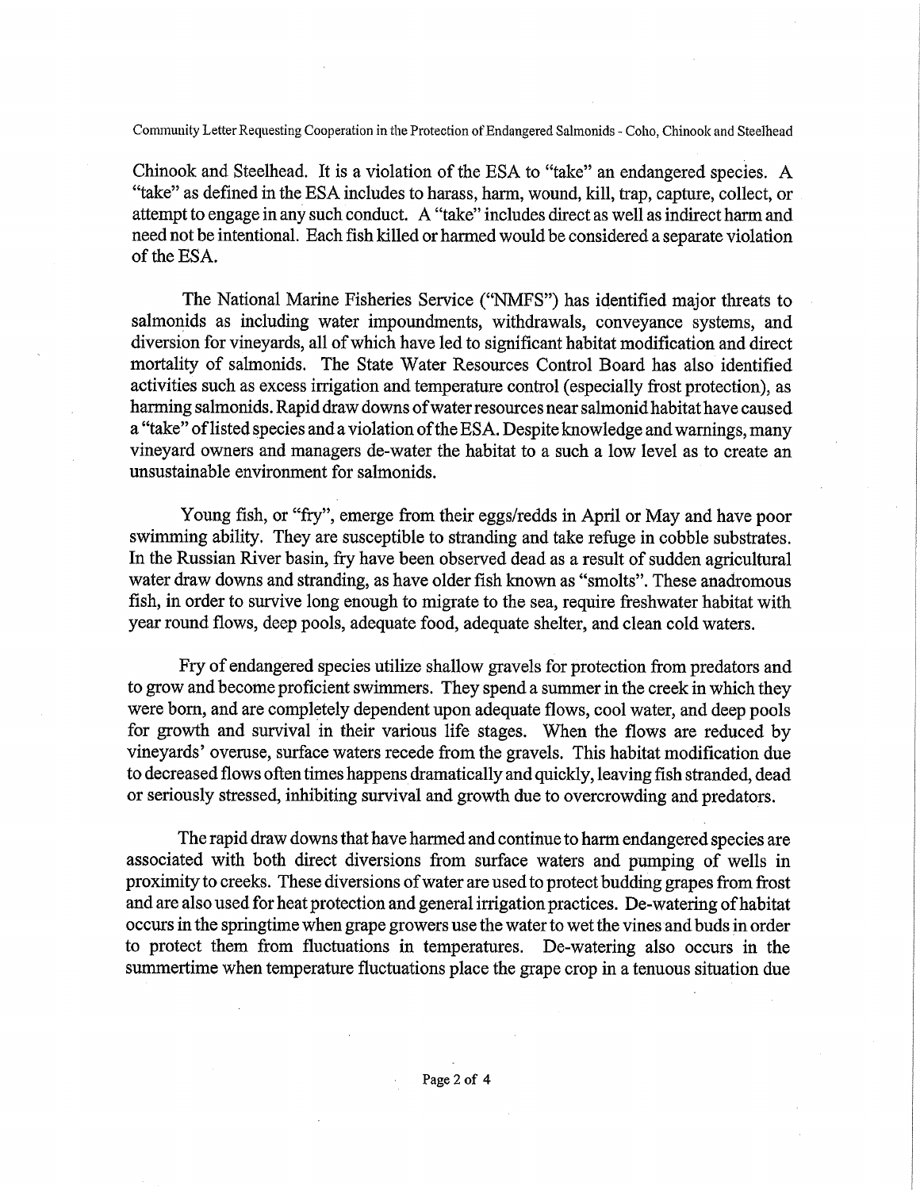Chinook and Steelhead. It is a violation of the ESA to "take" an endangered species. A "take" as defined in the ESA includes to harass, harm, wound, kill, trap, capture, collect, or attempt to engage in any such conduct. A "take" includes direct as well as indirect harm and need not be intentional. Each fish killed or harmed would be considered a separate violation of the ESA.

The National Marine Fisheries Service ("NMFS") has identified major threats to salmonids as including water impoundments, withdrawals, conveyance systems, and diversion for vineyards, all of which have led to significant habitat modification and direct mortality of salmonids. The State Water Resources Control Board has also identified activities such as excess irrigation and temperature control (especially frost protection), as harming salmonids. Rapid draw downs of water resources near salmonid habitat have caused a "take" of listed species and a violation of the ESA. Despite knowledge and warnings, many vineyard owners and managers de-water the habitat to a such a low level as to create an unsustainable environment for salmonids.

Young fish, or "fry", emerge from their eggs/redds in April or May and have poor swimming ability. They are susceptible to stranding and take refuge in cobble substrates. In the Russian River basin, fry have been observed dead as a result of sudden agricultural water draw downs and stranding, as have older fish known as "smolts". These anadromous fish, in order to survive long enough to migrate to the sea, require freshwater habitat with year round flows, deep pools, adequate food, adequate shelter, and clean cold waters.

Fry of endangered species utilize shallow gravels for protection from predators and to grow and become proficient swimmers. They spend a summer in the creek in which they were born, and are completely dependent upon adequate flows, cool water, and deep pools for growth and survival in their various life stages. When the flows are reduced by vineyards' overuse, surface waters recede from the gravels. This habitat modification due to decreased flows often times happens dramatically and quickly, leaving fish stranded, dead or seriously stressed, inhibiting survival and growth due to overcrowding and predators.

The rapid draw downs that have harmed and continue to harm endangered species are associated with both direct diversions from surface waters and pumping of wells in proximity to creeks. These diversions of water are used to protect budding grapes from frost and are also used for heat protection and general irrigation practices. De-watering of habitat occurs in the springtime when grape growers use the water to wet the vines and buds in order to protect them from fluctuations in temperatures. De-watering also occurs in the summertime when temperature fluctuations place the grape crop in a tenuous situation due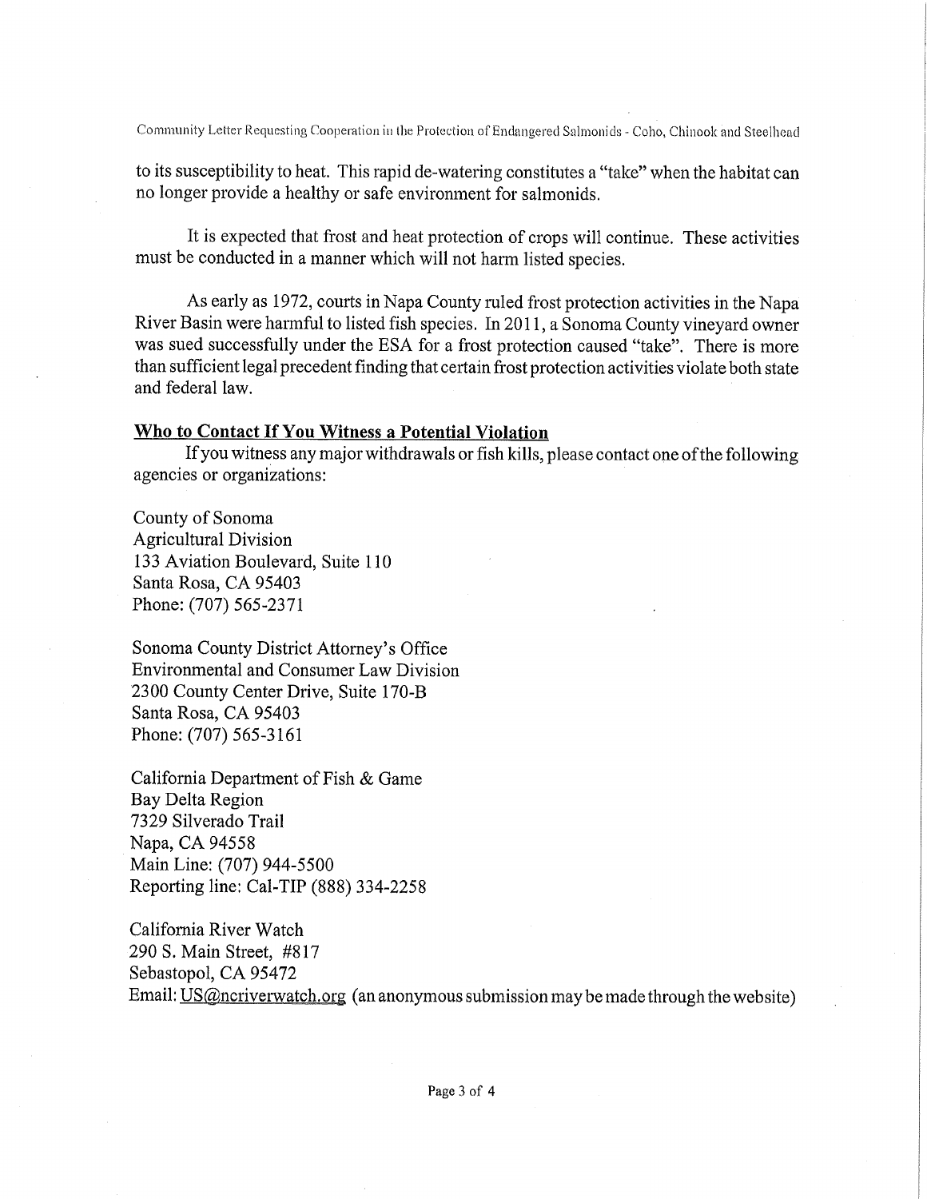to its susceptibility to heat. This rapid de-watering constitutes a "take" when the habitat can no longer provide a healthy or safe environment for salmonids.

It is expected that frost and heat protection of crops will continue. These activities must be conducted in a manner which will not harm listed species.

As early as 1972, courts in Napa County ruled frost protection activities in the Napa River Basin were harmful to listed fish species. In 2011, a Sonoma County vineyard owner was sued successfully under the ESA for a frost protection caused "take". There is more than sufficient legal precedent finding that certain frost protection activities violate both state and federal law.

**Who to Contact If You Witness a Potential Violation**

If you witness any major withdrawals or fish kills, please contact one of the following agencies or organizations:

County of Sonoma
Agricultural Division
133 Aviation Boulevard, Suite 110
Santa Rosa, CA 95403
Phone: (707) 565-2371

Sonoma County District Attorney's Office
Environmental and Consumer Law Division
2300 County Center Drive, Suite 170-B
Santa Rosa, CA 95403
Phone: (707) 565-3161

California Department of Fish & Game
Bay Delta Region
7329 Silverado Trail
Napa, CA 94558
Main Line: (707) 944-5500
Reporting line: Cal-TIP (888) 334-2258

California River Watch
290 S. Main Street, #817
Sebastopol, CA 95472
Email: US@ncriverwatch.org (an anonymous submission may be made through the website)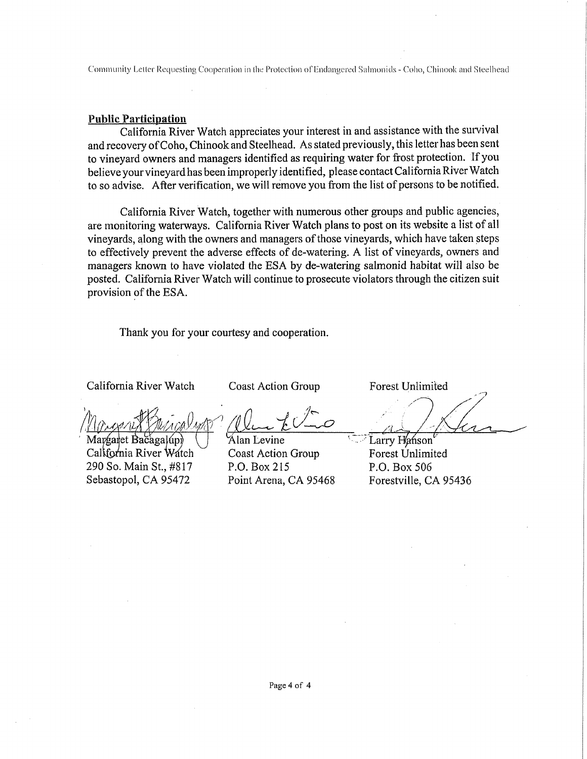## Public Participation

California River Watch appreciates your interest in and assistance with the survival and recovery of Coho, Chinook and Steelhead. As stated previously, this letter has been sent to vineyard owners and managers identified as requiring water for frost protection. If you believe your vineyard has been improperly identified, please contact California River Watch to so advise. After verification, we will remove you from the list of persons to be notified.

California River Watch, together with numerous other groups and public agencies, are monitoring waterways. California River Watch plans to post on its website a list of all vineyards, along with the owners and managers of those vineyards, which have taken steps to effectively prevent the adverse effects of de-watering. A list of vineyards, owners and managers known to have violated the ESA by de-watering salmonid habitat will also be posted. California River Watch will continue to prosecute violators through the citizen suit provision of the ESA.

Thank you for your courtesy and cooperation.

California River Watch

Margaret Bacagalupi
California River Watch
290 So. Main St., #817
Sebastopol, CA 95472

Coast Action Group

Alan Levine
Coast Action Group
P.O. Box 215
Point Arena, CA 95468

Forest Unlimited

Larry Hanson
Forest Unlimited
P.O. Box 506
Forestville, CA 95436